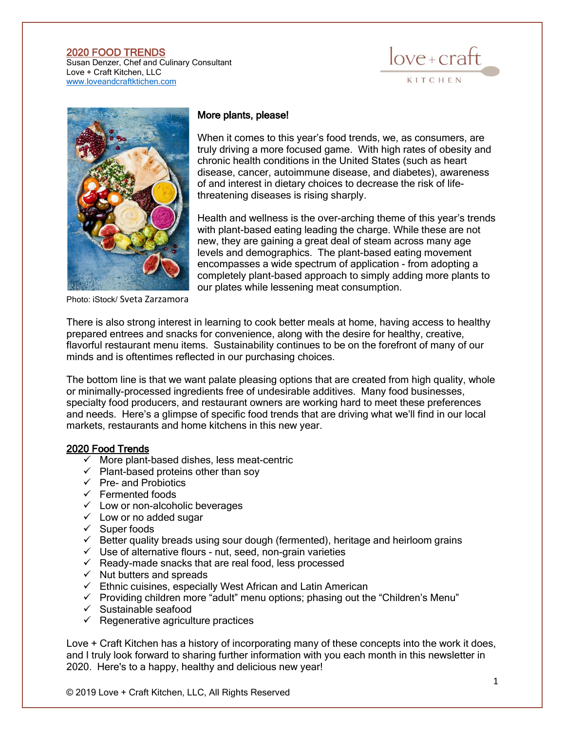## 2020 FOOD TRENDS

Susan Denzer, Chef and Culinary Consultant
Love + Craft Kitchen, LLC
www.loveandcraftktichen.com

Photo: iStock/ Sveta Zarzamora

### More plants, please!

When it comes to this year's food trends, we, as consumers, are truly driving a more focused game. With high rates of obesity and chronic health conditions in the United States (such as heart disease, cancer, autoimmune disease, and diabetes), awareness of and interest in dietary choices to decrease the risk of life-threatening diseases is rising sharply.

Health and wellness is the over-arching theme of this year's trends with plant-based eating leading the charge. While these are not new, they are gaining a great deal of steam across many age levels and demographics. The plant-based eating movement encompasses a wide spectrum of application - from adopting a completely plant-based approach to simply adding more plants to our plates while lessening meat consumption.

There is also strong interest in learning to cook better meals at home, having access to healthy prepared entrees and snacks for convenience, along with the desire for healthy, creative, flavorful restaurant menu items. Sustainability continues to be on the forefront of many of our minds and is oftentimes reflected in our purchasing choices.

The bottom line is that we want palate pleasing options that are created from high quality, whole or minimally-processed ingredients free of undesirable additives. Many food businesses, specialty food producers, and restaurant owners are working hard to meet these preferences and needs. Here's a glimpse of specific food trends that are driving what we'll find in our local markets, restaurants and home kitchens in this new year.

### 2020 Food Trends

- ✓ More plant-based dishes, less meat-centric
- ✓ Plant-based proteins other than soy
- ✓ Pre- and Probiotics
- ✓ Fermented foods
- ✓ Low or non-alcoholic beverages
- ✓ Low or no added sugar
- ✓ Super foods
- ✓ Better quality breads using sour dough (fermented), heritage and heirloom grains
- ✓ Use of alternative flours - nut, seed, non-grain varieties
- ✓ Ready-made snacks that are real food, less processed
- ✓ Nut butters and spreads
- ✓ Ethnic cuisines, especially West African and Latin American
- ✓ Providing children more "adult" menu options; phasing out the "Children's Menu"
- ✓ Sustainable seafood
- ✓ Regenerative agriculture practices

Love + Craft Kitchen has a history of incorporating many of these concepts into the work it does, and I truly look forward to sharing further information with you each month in this newsletter in 2020. Here's to a happy, healthy and delicious new year!

© 2019 Love + Craft Kitchen, LLC, All Rights Reserved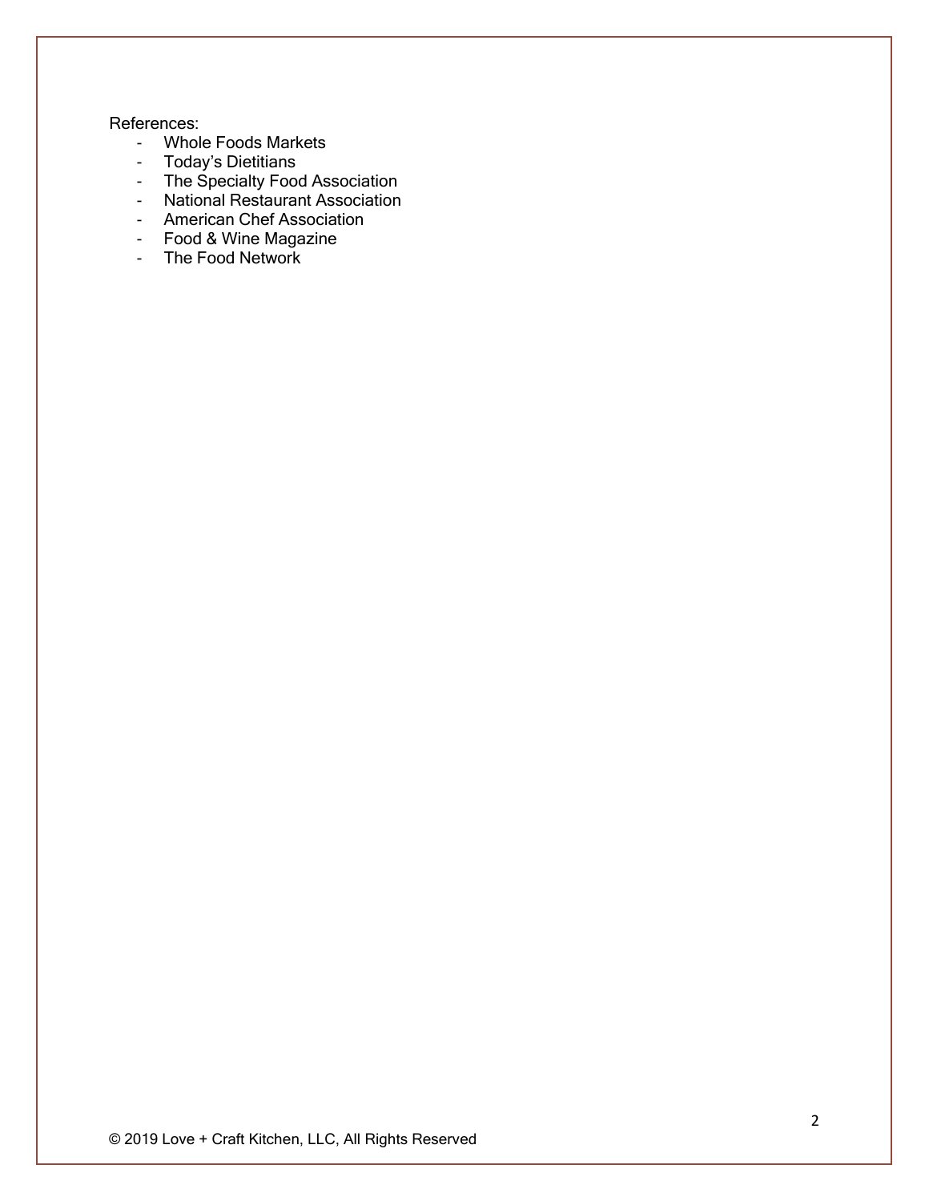References:

- Whole Foods Markets
- Today's Dietitians
- The Specialty Food Association
- National Restaurant Association
- American Chef Association
- Food & Wine Magazine
- The Food Network